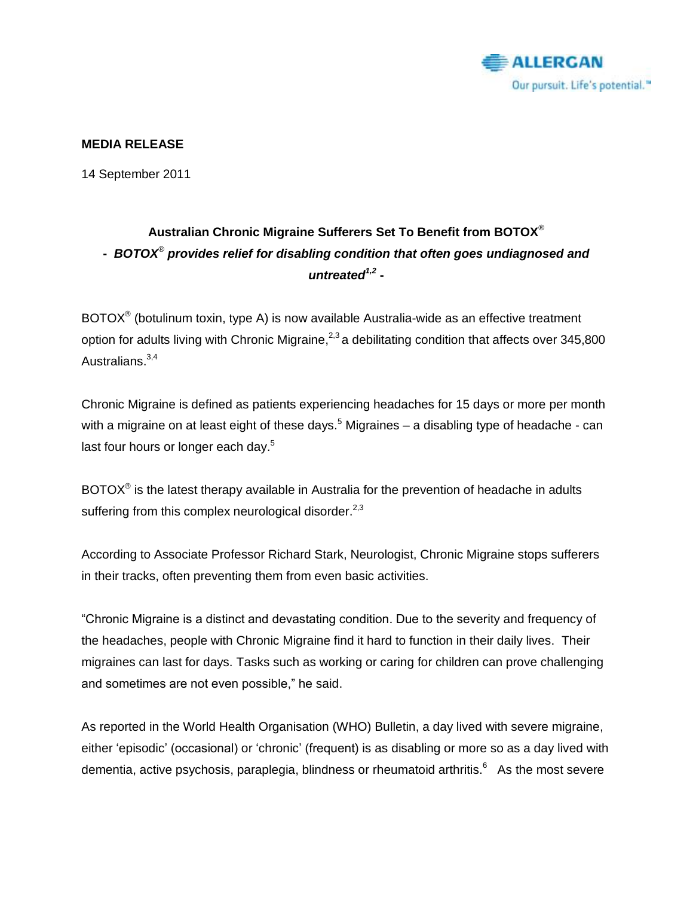**MEDIA RELEASE**

14 September 2011

## Australian Chronic Migraine Sufferers Set To Benefit from BOTOX®

### - *BOTOX® provides relief for disabling condition that often goes undiagnosed and untreated*[1,2] -

BOTOX® (botulinum toxin, type A) is now available Australia-wide as an effective treatment option for adults living with Chronic Migraine,[2,3] a debilitating condition that affects over 345,800 Australians.[3,4]

Chronic Migraine is defined as patients experiencing headaches for 15 days or more per month with a migraine on at least eight of these days.[5] Migraines – a disabling type of headache - can last four hours or longer each day.[5]

BOTOX® is the latest therapy available in Australia for the prevention of headache in adults suffering from this complex neurological disorder.[2,3]

According to Associate Professor Richard Stark, Neurologist, Chronic Migraine stops sufferers in their tracks, often preventing them from even basic activities.

"Chronic Migraine is a distinct and devastating condition. Due to the severity and frequency of the headaches, people with Chronic Migraine find it hard to function in their daily lives. Their migraines can last for days. Tasks such as working or caring for children can prove challenging and sometimes are not even possible," he said.

As reported in the World Health Organisation (WHO) Bulletin, a day lived with severe migraine, either 'episodic' (occasional) or 'chronic' (frequent) is as disabling or more so as a day lived with dementia, active psychosis, paraplegia, blindness or rheumatoid arthritis.[6] As the most severe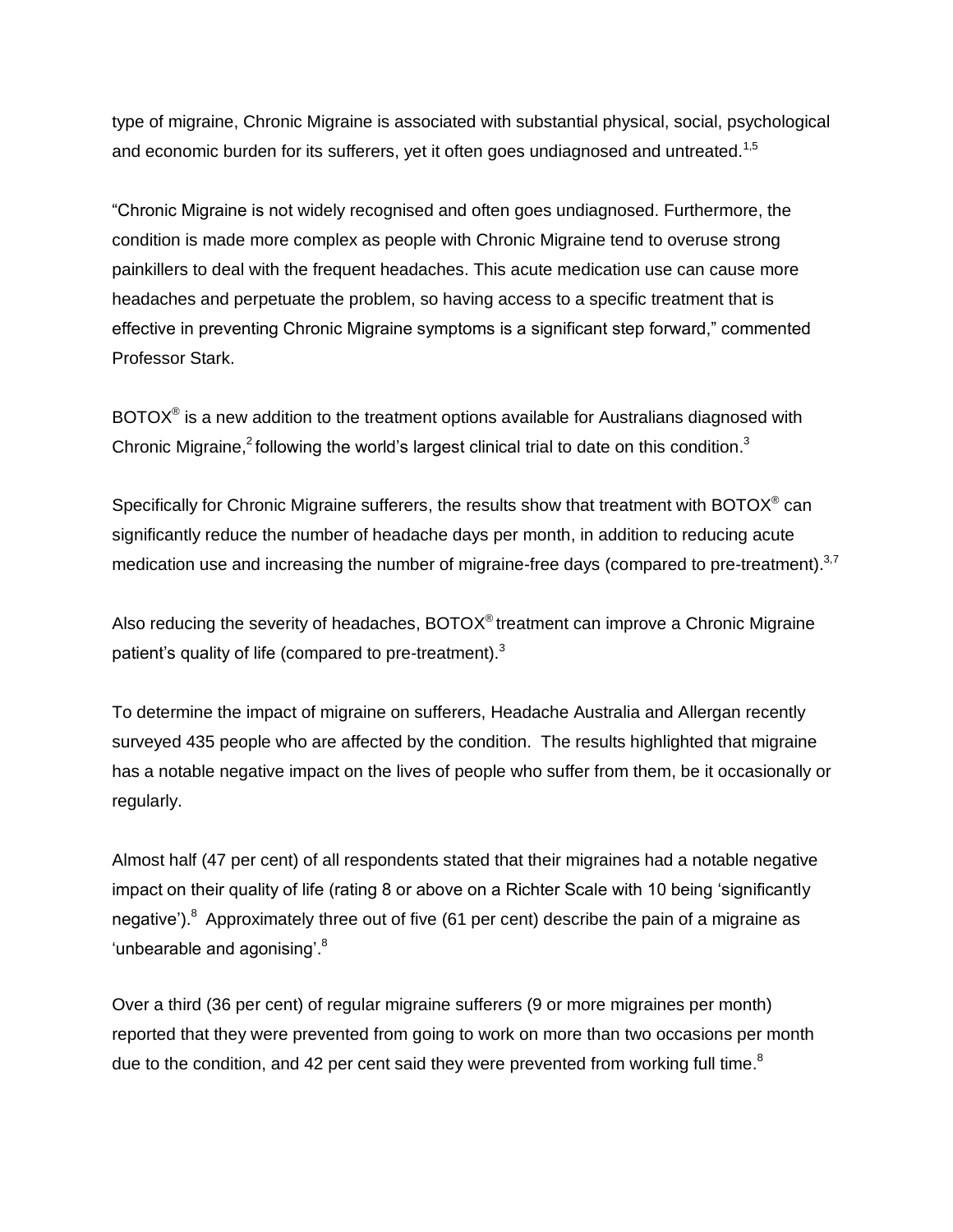type of migraine, Chronic Migraine is associated with substantial physical, social, psychological and economic burden for its sufferers, yet it often goes undiagnosed and untreated.[1,5]

"Chronic Migraine is not widely recognised and often goes undiagnosed. Furthermore, the condition is made more complex as people with Chronic Migraine tend to overuse strong painkillers to deal with the frequent headaches. This acute medication use can cause more headaches and perpetuate the problem, so having access to a specific treatment that is effective in preventing Chronic Migraine symptoms is a significant step forward," commented Professor Stark.

BOTOX® is a new addition to the treatment options available for Australians diagnosed with Chronic Migraine,[2] following the world's largest clinical trial to date on this condition.[3]

Specifically for Chronic Migraine sufferers, the results show that treatment with BOTOX® can significantly reduce the number of headache days per month, in addition to reducing acute medication use and increasing the number of migraine-free days (compared to pre-treatment).[3,7]

Also reducing the severity of headaches, BOTOX® treatment can improve a Chronic Migraine patient's quality of life (compared to pre-treatment).[3]

To determine the impact of migraine on sufferers, Headache Australia and Allergan recently surveyed 435 people who are affected by the condition. The results highlighted that migraine has a notable negative impact on the lives of people who suffer from them, be it occasionally or regularly.

Almost half (47 per cent) of all respondents stated that their migraines had a notable negative impact on their quality of life (rating 8 or above on a Richter Scale with 10 being 'significantly negative').[8] Approximately three out of five (61 per cent) describe the pain of a migraine as 'unbearable and agonising'.[8]

Over a third (36 per cent) of regular migraine sufferers (9 or more migraines per month) reported that they were prevented from going to work on more than two occasions per month due to the condition, and 42 per cent said they were prevented from working full time.[8]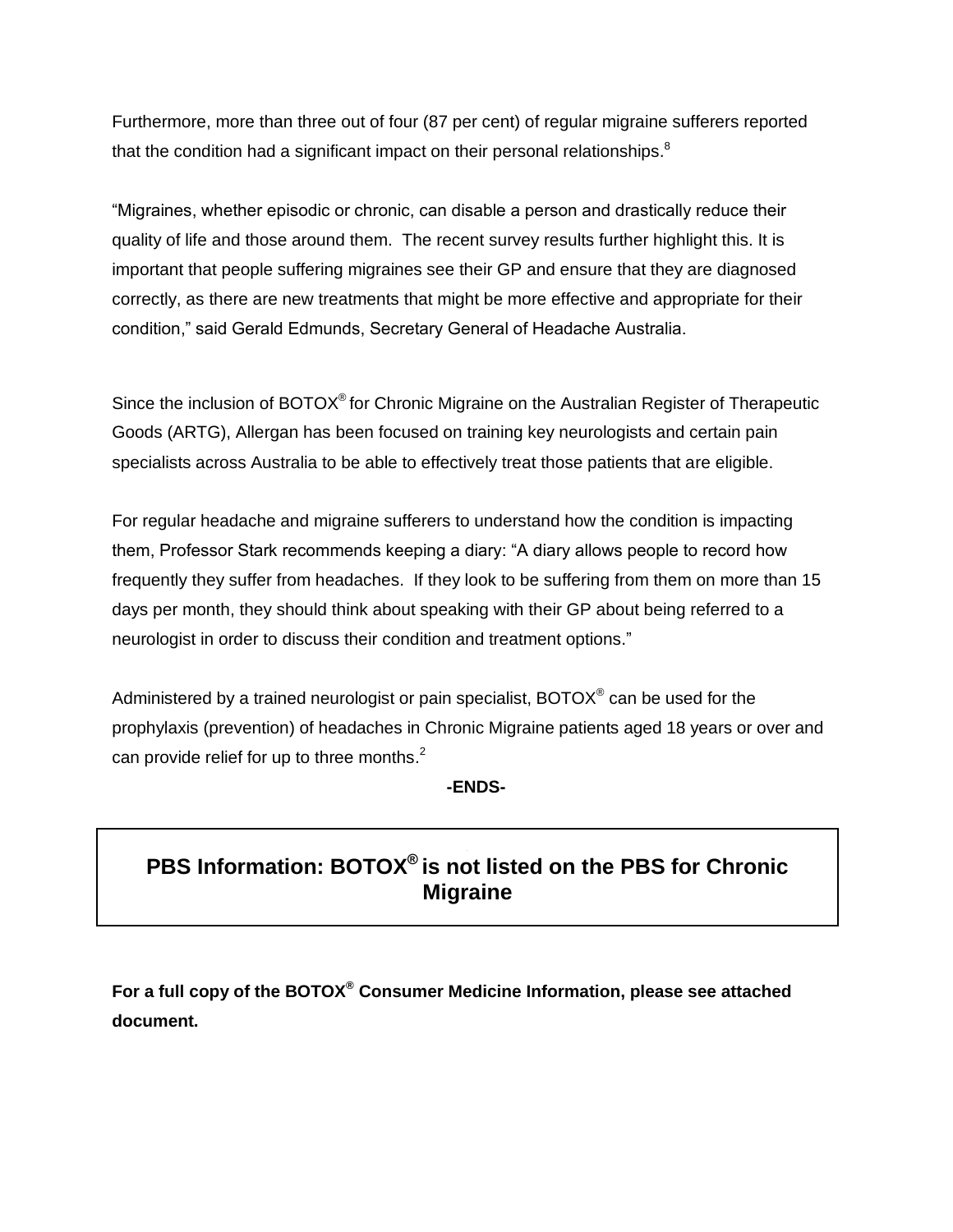Furthermore, more than three out of four (87 per cent) of regular migraine sufferers reported that the condition had a significant impact on their personal relationships.[8]

"Migraines, whether episodic or chronic, can disable a person and drastically reduce their quality of life and those around them. The recent survey results further highlight this. It is important that people suffering migraines see their GP and ensure that they are diagnosed correctly, as there are new treatments that might be more effective and appropriate for their condition," said Gerald Edmunds, Secretary General of Headache Australia.

Since the inclusion of BOTOX® for Chronic Migraine on the Australian Register of Therapeutic Goods (ARTG), Allergan has been focused on training key neurologists and certain pain specialists across Australia to be able to effectively treat those patients that are eligible.

For regular headache and migraine sufferers to understand how the condition is impacting them, Professor Stark recommends keeping a diary: "A diary allows people to record how frequently they suffer from headaches. If they look to be suffering from them on more than 15 days per month, they should think about speaking with their GP about being referred to a neurologist in order to discuss their condition and treatment options."

Administered by a trained neurologist or pain specialist, BOTOX® can be used for the prophylaxis (prevention) of headaches in Chronic Migraine patients aged 18 years or over and can provide relief for up to three months.[2]

**-ENDS-**

**PBS Information: BOTOX® is not listed on the PBS for Chronic Migraine**

**For a full copy of the BOTOX® Consumer Medicine Information, please see attached document.**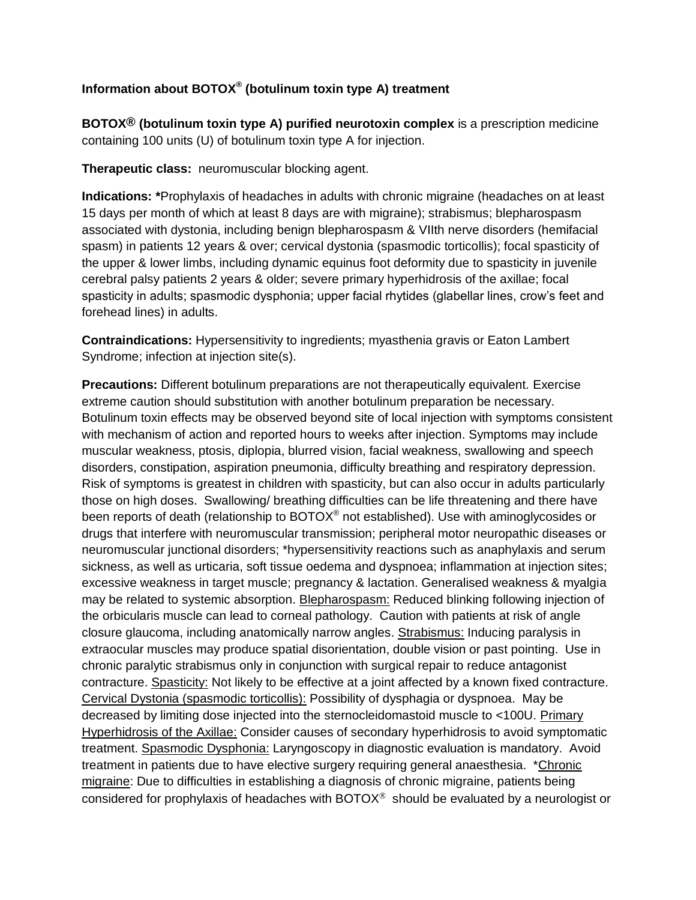### Information about BOTOX® (botulinum toxin type A) treatment

**BOTOX® (botulinum toxin type A) purified neurotoxin complex** is a prescription medicine containing 100 units (U) of botulinum toxin type A for injection.

**Therapeutic class:** neuromuscular blocking agent.

**Indications: ***Prophylaxis of headaches in adults with chronic migraine (headaches on at least 15 days per month of which at least 8 days are with migraine); strabismus; blepharospasm associated with dystonia, including benign blepharospasm & VIIth nerve disorders (hemifacial spasm) in patients 12 years & over; cervical dystonia (spasmodic torticollis); focal spasticity of the upper & lower limbs, including dynamic equinus foot deformity due to spasticity in juvenile cerebral palsy patients 2 years & older; severe primary hyperhidrosis of the axillae; focal spasticity in adults; spasmodic dysphonia; upper facial rhytides (glabellar lines, crow's feet and forehead lines) in adults.

**Contraindications:** Hypersensitivity to ingredients; myasthenia gravis or Eaton Lambert Syndrome; infection at injection site(s).

**Precautions:** Different botulinum preparations are not therapeutically equivalent. Exercise extreme caution should substitution with another botulinum preparation be necessary. Botulinum toxin effects may be observed beyond site of local injection with symptoms consistent with mechanism of action and reported hours to weeks after injection. Symptoms may include muscular weakness, ptosis, diplopia, blurred vision, facial weakness, swallowing and speech disorders, constipation, aspiration pneumonia, difficulty breathing and respiratory depression. Risk of symptoms is greatest in children with spasticity, but can also occur in adults particularly those on high doses. Swallowing/ breathing difficulties can be life threatening and there have been reports of death (relationship to BOTOX® not established). Use with aminoglycosides or drugs that interfere with neuromuscular transmission; peripheral motor neuropathic diseases or neuromuscular junctional disorders; *hypersensitivity reactions such as anaphylaxis and serum sickness, as well as urticaria, soft tissue oedema and dyspnoea; inflammation at injection sites; excessive weakness in target muscle; pregnancy & lactation. Generalised weakness & myalgia may be related to systemic absorption. Blepharospasm: Reduced blinking following injection of the orbicularis muscle can lead to corneal pathology. Caution with patients at risk of angle closure glaucoma, including anatomically narrow angles. Strabismus: Inducing paralysis in extraocular muscles may produce spatial disorientation, double vision or past pointing. Use in chronic paralytic strabismus only in conjunction with surgical repair to reduce antagonist contracture. Spasticity: Not likely to be effective at a joint affected by a known fixed contracture. Cervical Dystonia (spasmodic torticollis): Possibility of dysphagia or dyspnoea. May be decreased by limiting dose injected into the sternocleidomastoid muscle to <100U. Primary Hyperhidrosis of the Axillae: Consider causes of secondary hyperhidrosis to avoid symptomatic treatment. Spasmodic Dysphonia: Laryngoscopy in diagnostic evaluation is mandatory. Avoid treatment in patients due to have elective surgery requiring general anaesthesia. *Chronic migraine: Due to difficulties in establishing a diagnosis of chronic migraine, patients being considered for prophylaxis of headaches with BOTOX® should be evaluated by a neurologist or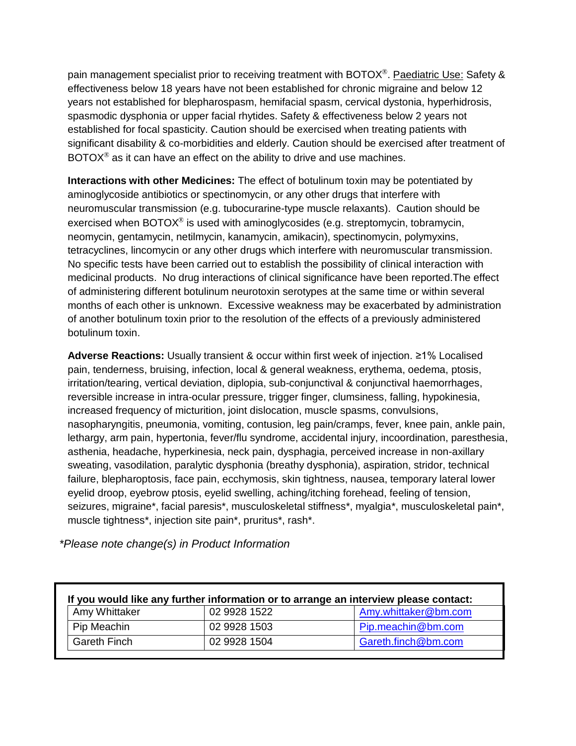pain management specialist prior to receiving treatment with BOTOX®. Paediatric Use: Safety & effectiveness below 18 years have not been established for chronic migraine and below 12 years not established for blepharospasm, hemifacial spasm, cervical dystonia, hyperhidrosis, spasmodic dysphonia or upper facial rhytides. Safety & effectiveness below 2 years not established for focal spasticity. Caution should be exercised when treating patients with significant disability & co-morbidities and elderly. Caution should be exercised after treatment of BOTOX® as it can have an effect on the ability to drive and use machines.

**Interactions with other Medicines:** The effect of botulinum toxin may be potentiated by aminoglycoside antibiotics or spectinomycin, or any other drugs that interfere with neuromuscular transmission (e.g. tubocurarine-type muscle relaxants). Caution should be exercised when BOTOX® is used with aminoglycosides (e.g. streptomycin, tobramycin, neomycin, gentamycin, netilmycin, kanamycin, amikacin), spectinomycin, polymyxins, tetracyclines, lincomycin or any other drugs which interfere with neuromuscular transmission. No specific tests have been carried out to establish the possibility of clinical interaction with medicinal products. No drug interactions of clinical significance have been reported.The effect of administering different botulinum neurotoxin serotypes at the same time or within several months of each other is unknown. Excessive weakness may be exacerbated by administration of another botulinum toxin prior to the resolution of the effects of a previously administered botulinum toxin.

**Adverse Reactions:** Usually transient & occur within first week of injection. ≥1% Localised pain, tenderness, bruising, infection, local & general weakness, erythema, oedema, ptosis, irritation/tearing, vertical deviation, diplopia, sub-conjunctival & conjunctival haemorrhages, reversible increase in intra-ocular pressure, trigger finger, clumsiness, falling, hypokinesia, increased frequency of micturition, joint dislocation, muscle spasms, convulsions, nasopharyngitis, pneumonia, vomiting, contusion, leg pain/cramps, fever, knee pain, ankle pain, lethargy, arm pain, hypertonia, fever/flu syndrome, accidental injury, incoordination, paresthesia, asthenia, headache, hyperkinesia, neck pain, dysphagia, perceived increase in non-axillary sweating, vasodilation, paralytic dysphonia (breathy dysphonia), aspiration, stridor, technical failure, blepharoptosis, face pain, ecchymosis, skin tightness, nausea, temporary lateral lower eyelid droop, eyebrow ptosis, eyelid swelling, aching/itching forehead, feeling of tension, seizures, migraine*, facial paresis*, musculoskeletal stiffness*, myalgia*, musculoskeletal pain*, muscle tightness*, injection site pain*, pruritus*, rash*.

*\*Please note change(s) in Product Information*

**If you would like any further information or to arrange an interview please contact:**

| | | |
|---|---|---|
| Amy Whittaker | 02 9928 1522 | Amy.whittaker@bm.com |
| Pip Meachin | 02 9928 1503 | Pip.meachin@bm.com |
| Gareth Finch | 02 9928 1504 | Gareth.finch@bm.com |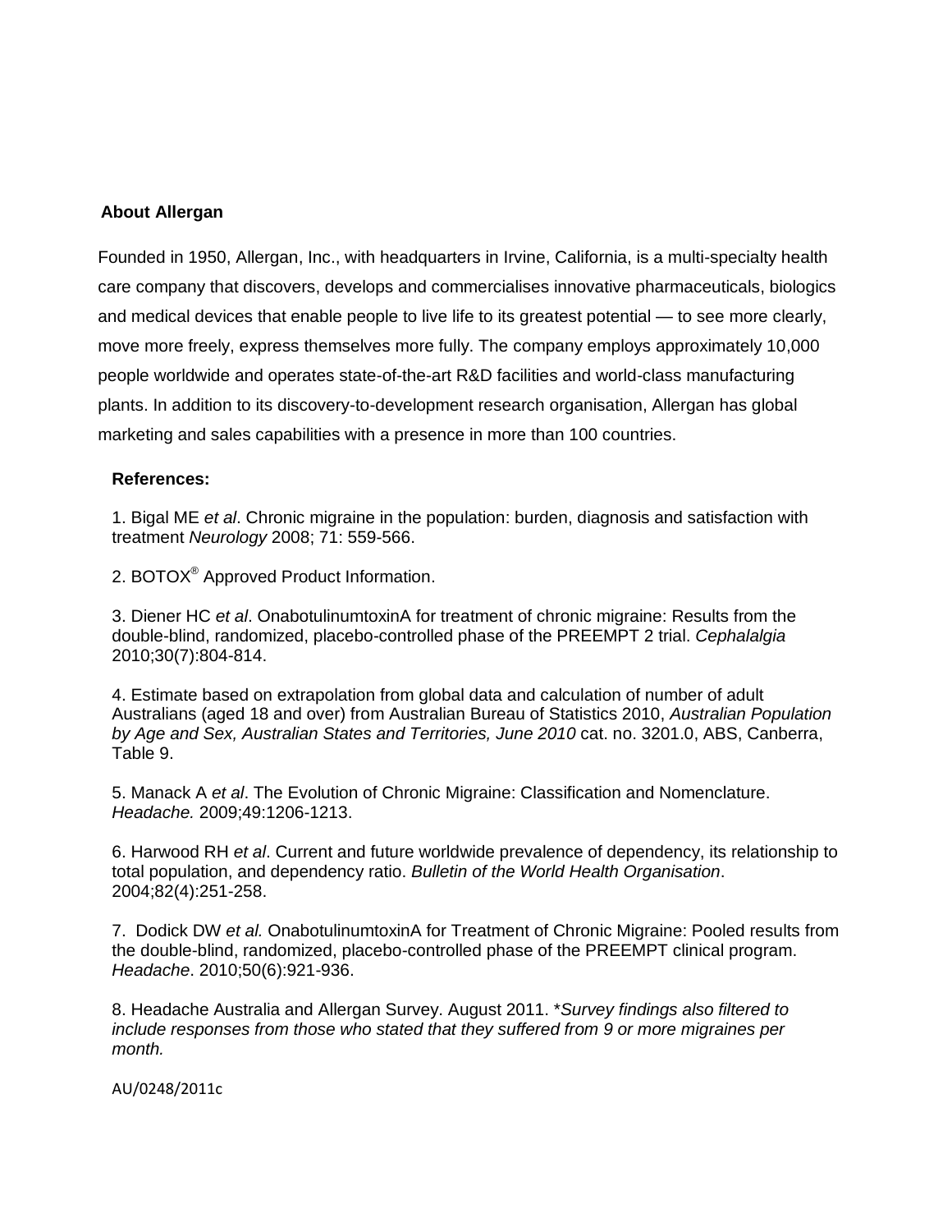## About Allergan

Founded in 1950, Allergan, Inc., with headquarters in Irvine, California, is a multi-specialty health care company that discovers, develops and commercialises innovative pharmaceuticals, biologics and medical devices that enable people to live life to its greatest potential — to see more clearly, move more freely, express themselves more fully. The company employs approximately 10,000 people worldwide and operates state-of-the-art R&D facilities and world-class manufacturing plants. In addition to its discovery-to-development research organisation, Allergan has global marketing and sales capabilities with a presence in more than 100 countries.

**References:**

1. Bigal ME *et al*. Chronic migraine in the population: burden, diagnosis and satisfaction with treatment *Neurology* 2008; 71: 559-566.

2. BOTOX® Approved Product Information.

3. Diener HC *et al*. OnabotulinumtoxinA for treatment of chronic migraine: Results from the double-blind, randomized, placebo-controlled phase of the PREEMPT 2 trial. *Cephalalgia* 2010;30(7):804-814.

4. Estimate based on extrapolation from global data and calculation of number of adult Australians (aged 18 and over) from Australian Bureau of Statistics 2010, *Australian Population by Age and Sex, Australian States and Territories, June 2010* cat. no. 3201.0, ABS, Canberra, Table 9.

5. Manack A *et al*. The Evolution of Chronic Migraine: Classification and Nomenclature. *Headache.* 2009;49:1206-1213.

6. Harwood RH *et al*. Current and future worldwide prevalence of dependency, its relationship to total population, and dependency ratio. *Bulletin of the World Health Organisation*. 2004;82(4):251-258.

7. Dodick DW *et al.* OnabotulinumtoxinA for Treatment of Chronic Migraine: Pooled results from the double-blind, randomized, placebo-controlled phase of the PREEMPT clinical program. *Headache*. 2010;50(6):921-936.

8. Headache Australia and Allergan Survey. August 2011. **Survey findings also filtered to include responses from those who stated that they suffered from 9 or more migraines per month.*

AU/0248/2011c